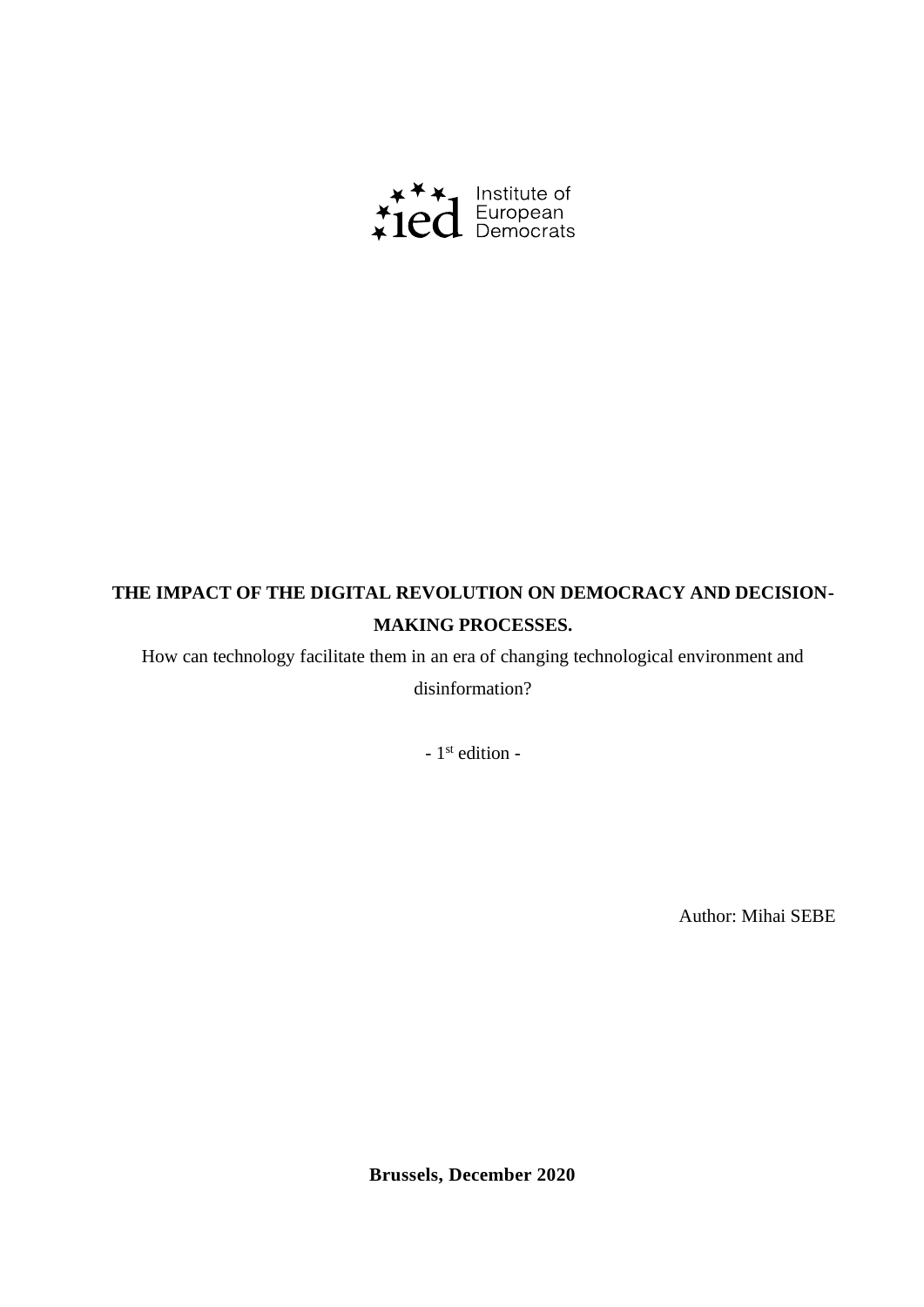Institute of European Democrats

# THE IMPACT OF THE DIGITAL REVOLUTION ON DEMOCRACY AND DECISION-MAKING PROCESSES.

How can technology facilitate them in an era of changing technological environment and disinformation?

- $1^{st}$ edition -

Author: Mihai SEBE

**Brussels, December 2020**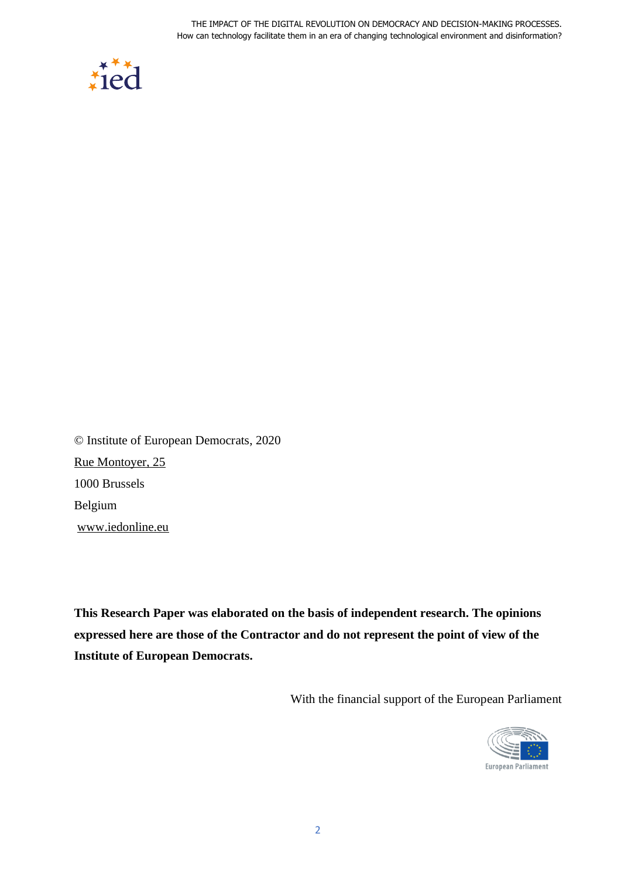© Institute of European Democrats, 2020

Rue Montoyer, 25

1000 Brussels

Belgium

www.iedonline.eu

**This Research Paper was elaborated on the basis of independent research. The opinions expressed here are those of the Contractor and do not represent the point of view of the Institute of European Democrats.**

With the financial support of the European Parliament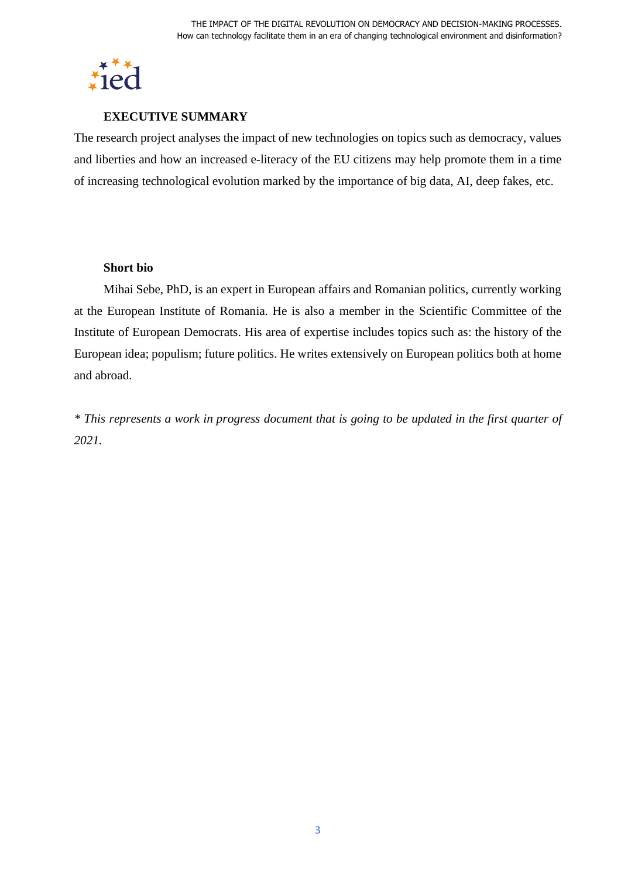## EXECUTIVE SUMMARY

The research project analyses the impact of new technologies on topics such as democracy, values and liberties and how an increased e-literacy of the EU citizens may help promote them in a time of increasing technological evolution marked by the importance of big data, AI, deep fakes, etc.

## Short bio

Mihai Sebe, PhD, is an expert in European affairs and Romanian politics, currently working at the European Institute of Romania. He is also a member in the Scientific Committee of the Institute of European Democrats. His area of expertise includes topics such as: the history of the European idea; populism; future politics. He writes extensively on European politics both at home and abroad.

*\* This represents a work in progress document that is going to be updated in the first quarter of 2021.*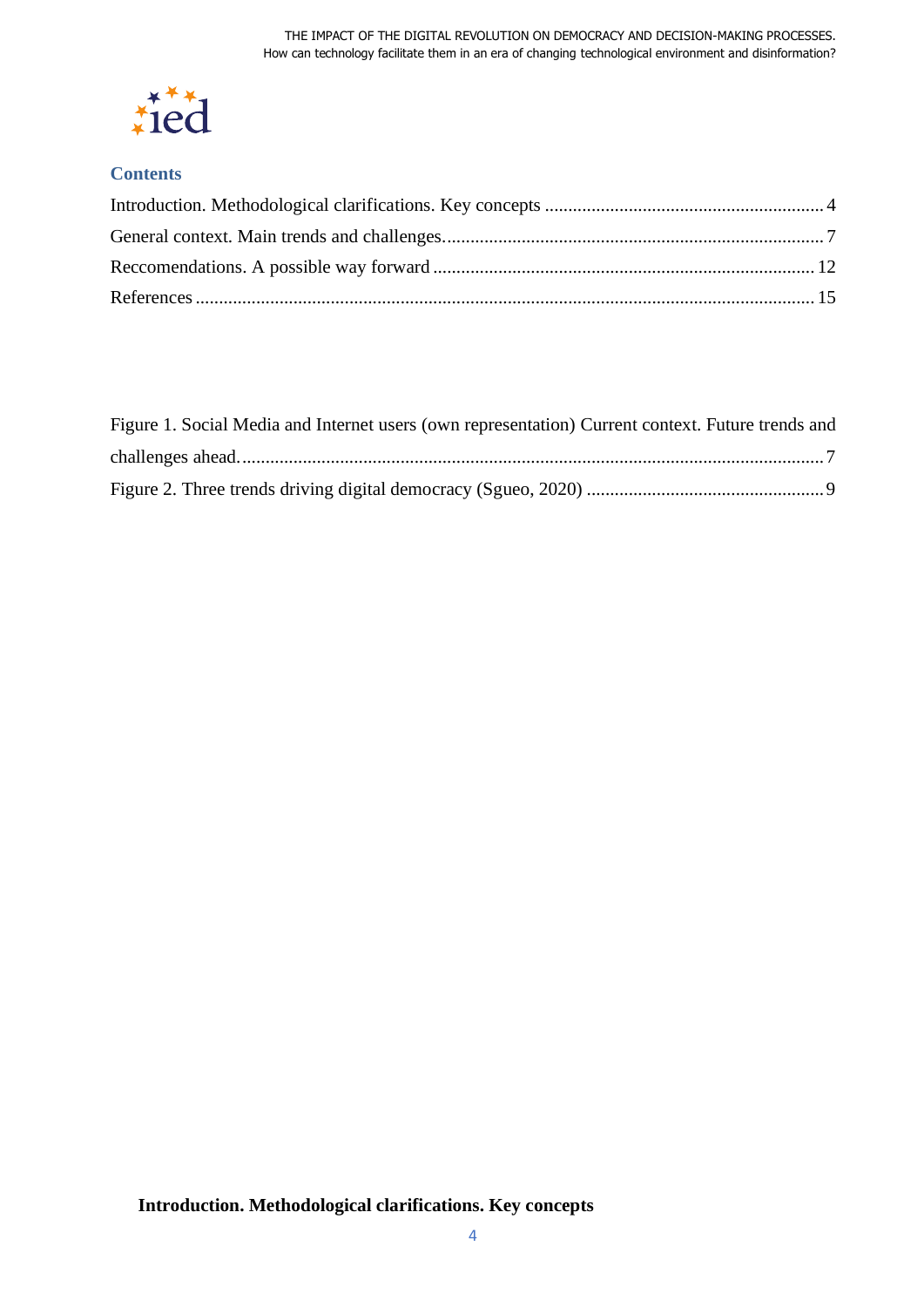## Contents

Introduction. Methodological clarifications. Key concepts ............................................................ 4

General context. Main trends and challenges. ................................................................................ 7

Reccomendations. A possible way forward ................................................................................ 12

References .................................................................................................................................. 15

Figure 1. Social Media and Internet users (own representation) Current context. Future trends and challenges ahead. ............................................................................................................................ 7

Figure 2. Three trends driving digital democracy (Sgueo, 2020) .................................................. 9

## Introduction. Methodological clarifications. Key concepts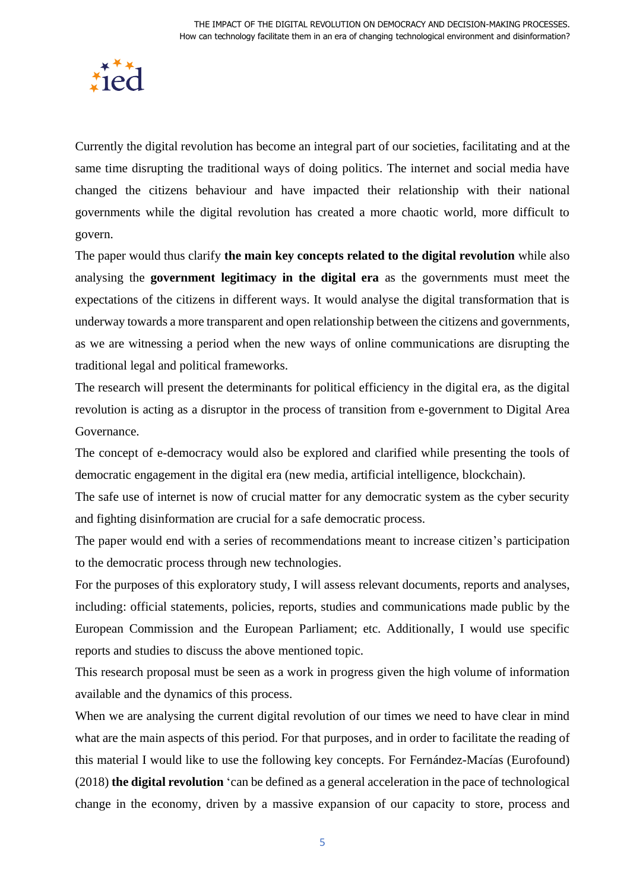Currently the digital revolution has become an integral part of our societies, facilitating and at the same time disrupting the traditional ways of doing politics. The internet and social media have changed the citizens behaviour and have impacted their relationship with their national governments while the digital revolution has created a more chaotic world, more difficult to govern.

The paper would thus clarify **the main key concepts related to the digital revolution** while also analysing the **government legitimacy in the digital era** as the governments must meet the expectations of the citizens in different ways. It would analyse the digital transformation that is underway towards a more transparent and open relationship between the citizens and governments, as we are witnessing a period when the new ways of online communications are disrupting the traditional legal and political frameworks.

The research will present the determinants for political efficiency in the digital era, as the digital revolution is acting as a disruptor in the process of transition from e-government to Digital Area Governance.

The concept of e-democracy would also be explored and clarified while presenting the tools of democratic engagement in the digital era (new media, artificial intelligence, blockchain).

The safe use of internet is now of crucial matter for any democratic system as the cyber security and fighting disinformation are crucial for a safe democratic process.

The paper would end with a series of recommendations meant to increase citizen's participation to the democratic process through new technologies.

For the purposes of this exploratory study, I will assess relevant documents, reports and analyses, including: official statements, policies, reports, studies and communications made public by the European Commission and the European Parliament; etc. Additionally, I would use specific reports and studies to discuss the above mentioned topic.

This research proposal must be seen as a work in progress given the high volume of information available and the dynamics of this process.

When we are analysing the current digital revolution of our times we need to have clear in mind what are the main aspects of this period. For that purposes, and in order to facilitate the reading of this material I would like to use the following key concepts. For Fernández-Macías (Eurofound) (2018) **the digital revolution** 'can be defined as a general acceleration in the pace of technological change in the economy, driven by a massive expansion of our capacity to store, process and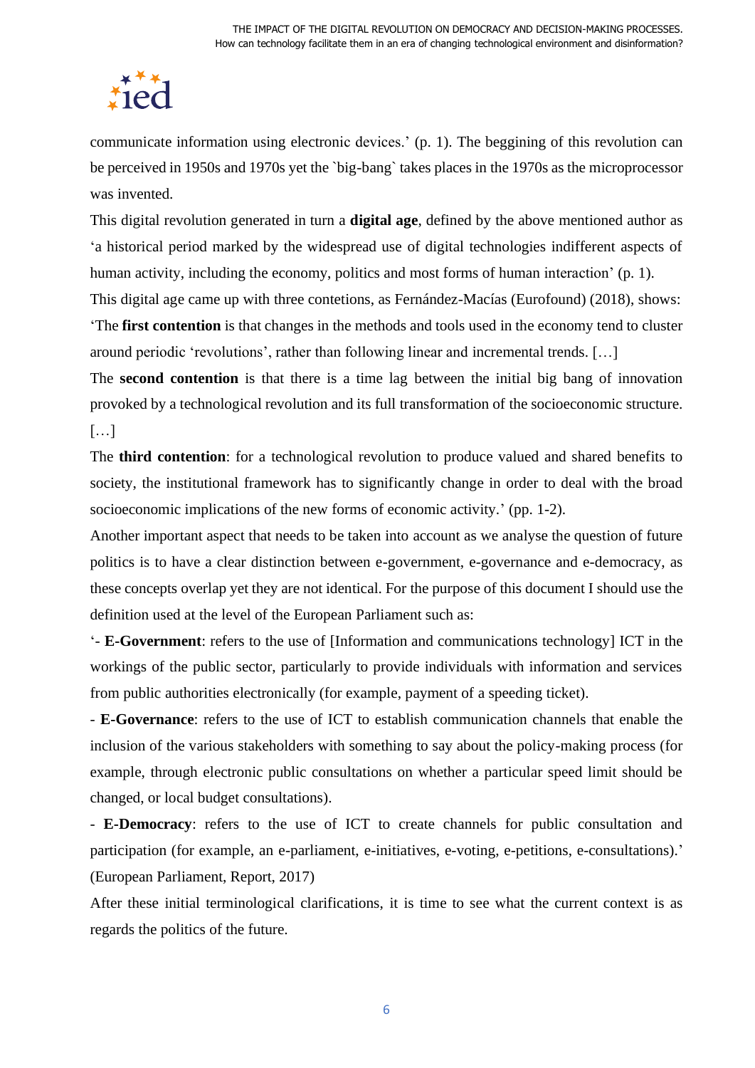communicate information using electronic devices.' (p. 1). The beggining of this revolution can be perceived in 1950s and 1970s yet the `big-bang` takes places in the 1970s as the microprocessor was invented.

This digital revolution generated in turn a **digital age**, defined by the above mentioned author as 'a historical period marked by the widespread use of digital technologies indifferent aspects of human activity, including the economy, politics and most forms of human interaction' (p. 1).

This digital age came up with three contetions, as Fernández-Macías (Eurofound) (2018), shows: 'The **first contention** is that changes in the methods and tools used in the economy tend to cluster around periodic 'revolutions', rather than following linear and incremental trends. […]

The **second contention** is that there is a time lag between the initial big bang of innovation provoked by a technological revolution and its full transformation of the socioeconomic structure. […]

The **third contention**: for a technological revolution to produce valued and shared benefits to society, the institutional framework has to significantly change in order to deal with the broad socioeconomic implications of the new forms of economic activity.' (pp. 1-2).

Another important aspect that needs to be taken into account as we analyse the question of future politics is to have a clear distinction between e-government, e-governance and e-democracy, as these concepts overlap yet they are not identical. For the purpose of this document I should use the definition used at the level of the European Parliament such as:

'- **E-Government**: refers to the use of [Information and communications technology] ICT in the workings of the public sector, particularly to provide individuals with information and services from public authorities electronically (for example, payment of a speeding ticket).

- **E-Governance**: refers to the use of ICT to establish communication channels that enable the inclusion of the various stakeholders with something to say about the policy-making process (for example, through electronic public consultations on whether a particular speed limit should be changed, or local budget consultations).

- **E-Democracy**: refers to the use of ICT to create channels for public consultation and participation (for example, an e-parliament, e-initiatives, e-voting, e-petitions, e-consultations).' (European Parliament, Report, 2017)

After these initial terminological clarifications, it is time to see what the current context is as regards the politics of the future.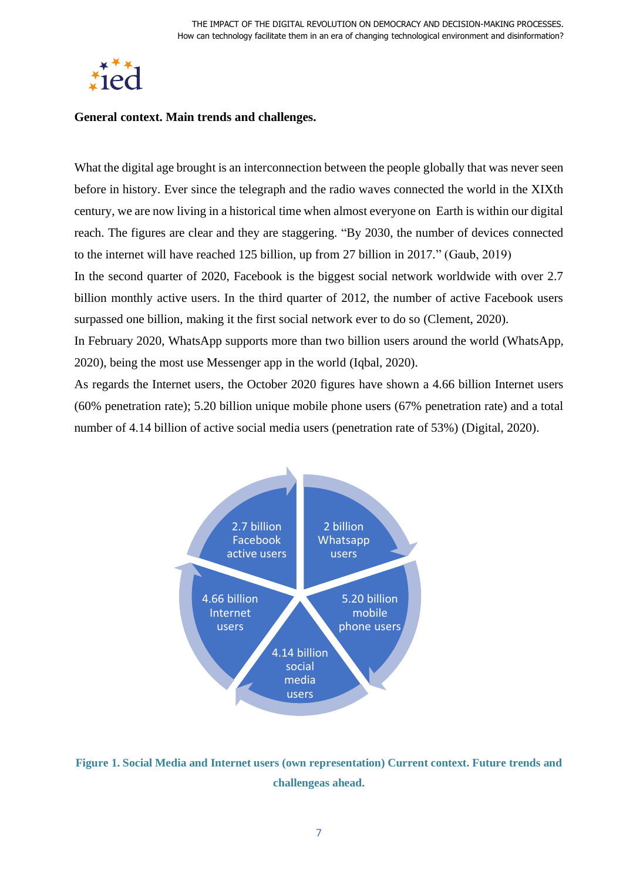**General context. Main trends and challenges.**

What the digital age brought is an interconnection between the people globally that was never seen before in history. Ever since the telegraph and the radio waves connected the world in the XIXth century, we are now living in a historical time when almost everyone on Earth is within our digital reach. The figures are clear and they are staggering. "By 2030, the number of devices connected to the internet will have reached 125 billion, up from 27 billion in 2017." (Gaub, 2019)

In the second quarter of 2020, Facebook is the biggest social network worldwide with over 2.7 billion monthly active users. In the third quarter of 2012, the number of active Facebook users surpassed one billion, making it the first social network ever to do so (Clement, 2020).

In February 2020, WhatsApp supports more than two billion users around the world (WhatsApp, 2020), being the most use Messenger app in the world (Iqbal, 2020).

As regards the Internet users, the October 2020 figures have shown a 4.66 billion Internet users (60% penetration rate); 5.20 billion unique mobile phone users (67% penetration rate) and a total number of 4.14 billion of active social media users (penetration rate of 53%) (Digital, 2020).

2.7 billion Facebook active users

2 billion Whatsapp users

5.20 billion mobile phone users

4.14 billion social media users

4.66 billion Internet users

**Figure 1. Social Media and Internet users (own representation) Current context. Future trends and challengeas ahead.**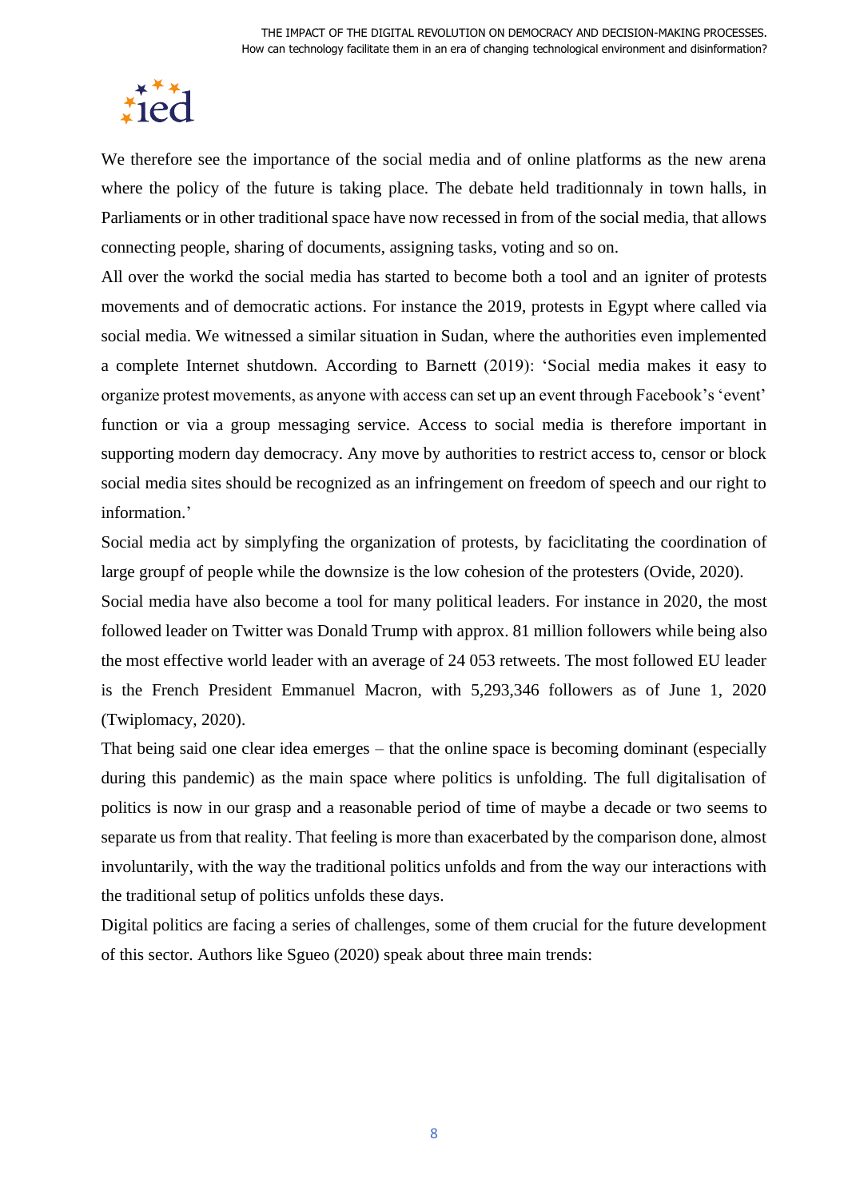We therefore see the importance of the social media and of online platforms as the new arena where the policy of the future is taking place. The debate held traditionnaly in town halls, in Parliaments or in other traditional space have now recessed in from of the social media, that allows connecting people, sharing of documents, assigning tasks, voting and so on.

All over the workd the social media has started to become both a tool and an igniter of protests movements and of democratic actions. For instance the 2019, protests in Egypt where called via social media. We witnessed a similar situation in Sudan, where the authorities even implemented a complete Internet shutdown. According to Barnett (2019): 'Social media makes it easy to organize protest movements, as anyone with access can set up an event through Facebook's 'event' function or via a group messaging service. Access to social media is therefore important in supporting modern day democracy. Any move by authorities to restrict access to, censor or block social media sites should be recognized as an infringement on freedom of speech and our right to information.'

Social media act by simplyfing the organization of protests, by faciclitating the coordination of large groupf of people while the downsize is the low cohesion of the protesters (Ovide, 2020).

Social media have also become a tool for many political leaders. For instance in 2020, the most followed leader on Twitter was Donald Trump with approx. 81 million followers while being also the most effective world leader with an average of 24 053 retweets. The most followed EU leader is the French President Emmanuel Macron, with 5,293,346 followers as of June 1, 2020 (Twiplomacy, 2020).

That being said one clear idea emerges – that the online space is becoming dominant (especially during this pandemic) as the main space where politics is unfolding. The full digitalisation of politics is now in our grasp and a reasonable period of time of maybe a decade or two seems to separate us from that reality. That feeling is more than exacerbated by the comparison done, almost involuntarily, with the way the traditional politics unfolds and from the way our interactions with the traditional setup of politics unfolds these days.

Digital politics are facing a series of challenges, some of them crucial for the future development of this sector. Authors like Sgueo (2020) speak about three main trends: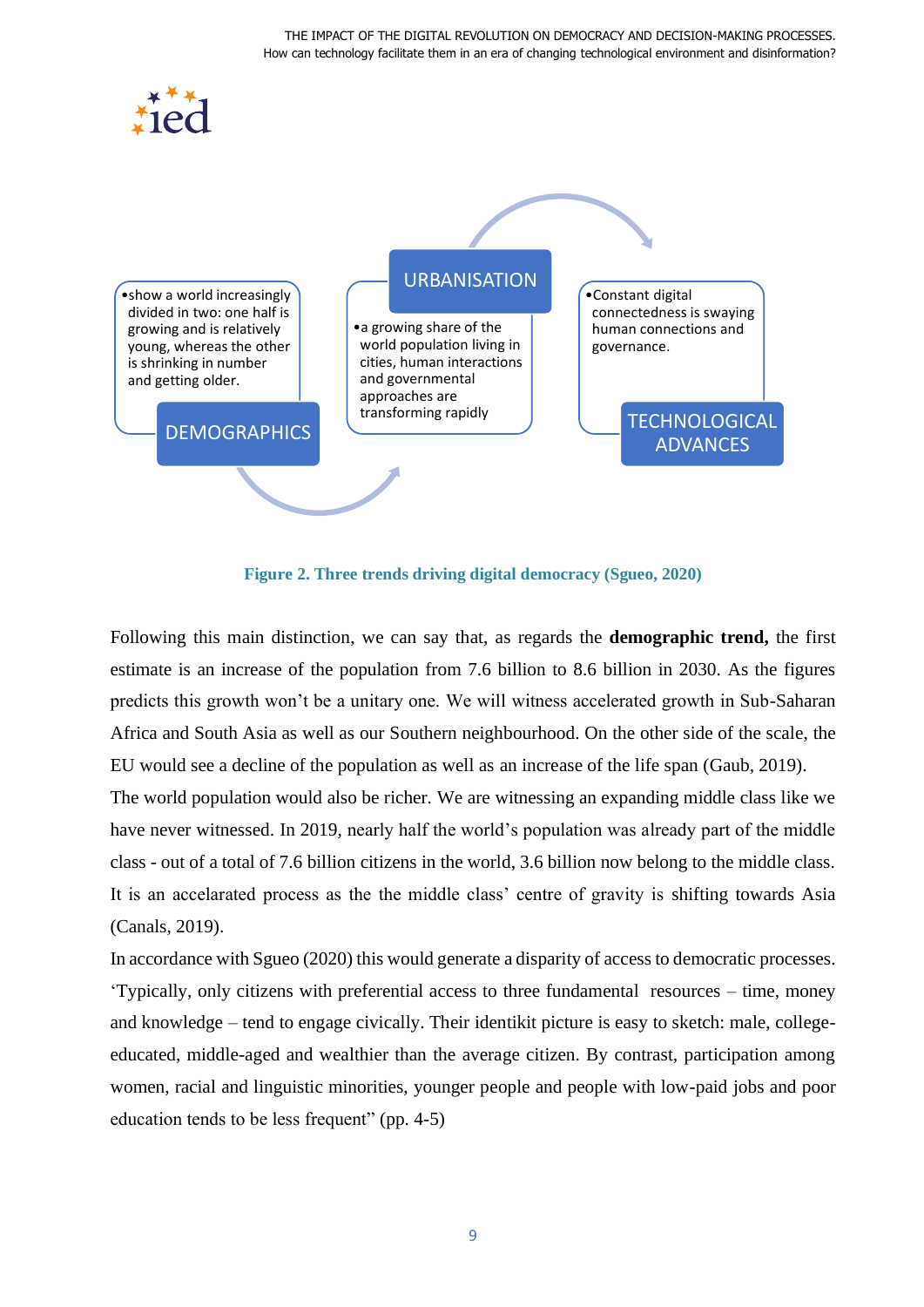DEMOGRAPHICS

- show a world increasingly divided in two: one half is growing and is relatively young, whereas the other is shrinking in number and getting older.

URBANISATION

- a growing share of the world population living in cities, human interactions and governmental approaches are transforming rapidly

TECHNOLOGICAL ADVANCES

- Constant digital connectedness is swaying human connections and governance.

**Figure 2. Three trends driving digital democracy (Sgueo, 2020)**

Following this main distinction, we can say that, as regards the **demographic trend,** the first estimate is an increase of the population from 7.6 billion to 8.6 billion in 2030. As the figures predicts this growth won't be a unitary one. We will witness accelerated growth in Sub-Saharan Africa and South Asia as well as our Southern neighbourhood. On the other side of the scale, the EU would see a decline of the population as well as an increase of the life span (Gaub, 2019).

The world population would also be richer. We are witnessing an expanding middle class like we have never witnessed. In 2019, nearly half the world's population was already part of the middle class - out of a total of 7.6 billion citizens in the world, 3.6 billion now belong to the middle class. It is an accelarated process as the the middle class' centre of gravity is shifting towards Asia (Canals, 2019).

In accordance with Sgueo (2020) this would generate a disparity of access to democratic processes. 'Typically, only citizens with preferential access to three fundamental resources – time, money and knowledge – tend to engage civically. Their identikit picture is easy to sketch: male, college-educated, middle-aged and wealthier than the average citizen. By contrast, participation among women, racial and linguistic minorities, younger people and people with low-paid jobs and poor education tends to be less frequent" (pp. 4-5)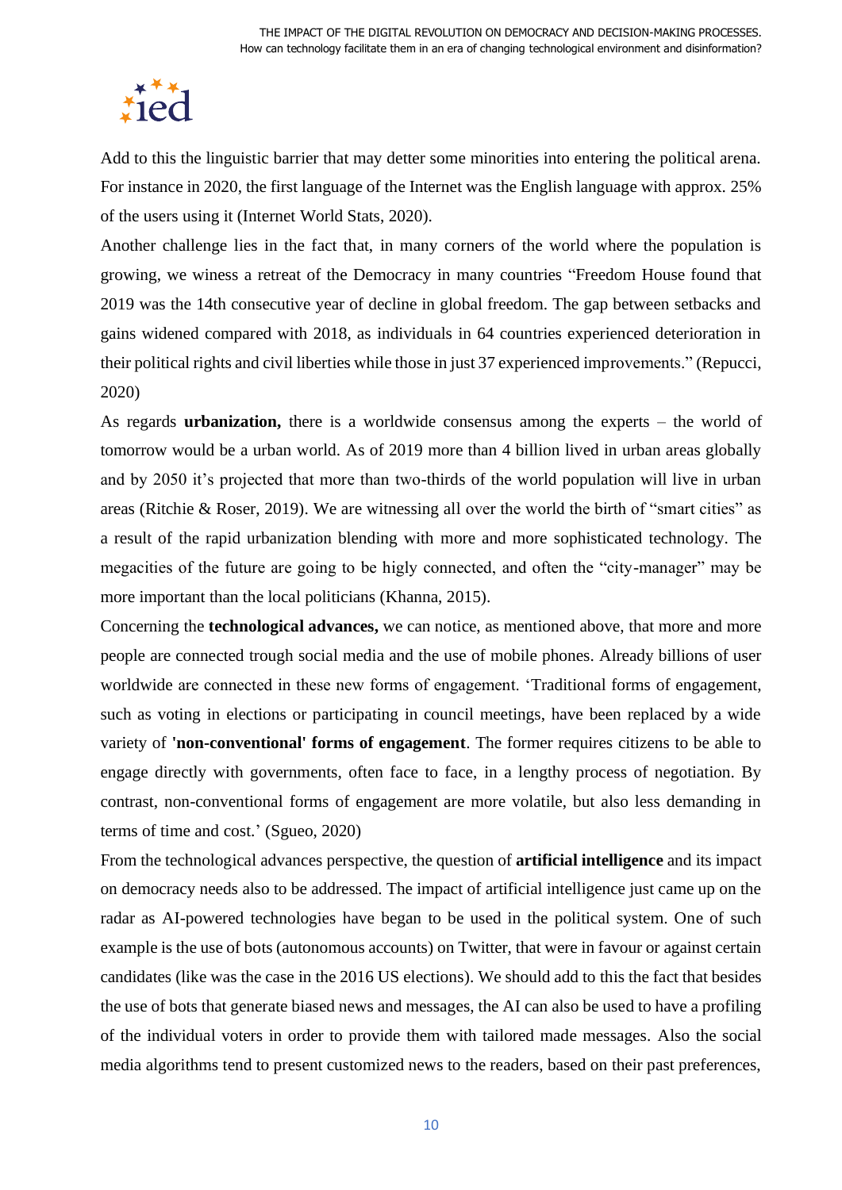Add to this the linguistic barrier that may detter some minorities into entering the political arena. For instance in 2020, the first language of the Internet was the English language with approx. 25% of the users using it (Internet World Stats, 2020).

Another challenge lies in the fact that, in many corners of the world where the population is growing, we winess a retreat of the Democracy in many countries "Freedom House found that 2019 was the 14th consecutive year of decline in global freedom. The gap between setbacks and gains widened compared with 2018, as individuals in 64 countries experienced deterioration in their political rights and civil liberties while those in just 37 experienced improvements." (Repucci, 2020)

As regards **urbanization,** there is a worldwide consensus among the experts – the world of tomorrow would be a urban world. As of 2019 more than 4 billion lived in urban areas globally and by 2050 it's projected that more than two-thirds of the world population will live in urban areas (Ritchie & Roser, 2019). We are witnessing all over the world the birth of "smart cities" as a result of the rapid urbanization blending with more and more sophisticated technology. The megacities of the future are going to be higly connected, and often the "city-manager" may be more important than the local politicians (Khanna, 2015).

Concerning the **technological advances,** we can notice, as mentioned above, that more and more people are connected trough social media and the use of mobile phones. Already billions of user worldwide are connected in these new forms of engagement. 'Traditional forms of engagement, such as voting in elections or participating in council meetings, have been replaced by a wide variety of **'non-conventional' forms of engagement**. The former requires citizens to be able to engage directly with governments, often face to face, in a lengthy process of negotiation. By contrast, non-conventional forms of engagement are more volatile, but also less demanding in terms of time and cost.' (Sgueo, 2020)

From the technological advances perspective, the question of **artificial intelligence** and its impact on democracy needs also to be addressed. The impact of artificial intelligence just came up on the radar as AI-powered technologies have began to be used in the political system. One of such example is the use of bots (autonomous accounts) on Twitter, that were in favour or against certain candidates (like was the case in the 2016 US elections). We should add to this the fact that besides the use of bots that generate biased news and messages, the AI can also be used to have a profiling of the individual voters in order to provide them with tailored made messages. Also the social media algorithms tend to present customized news to the readers, based on their past preferences,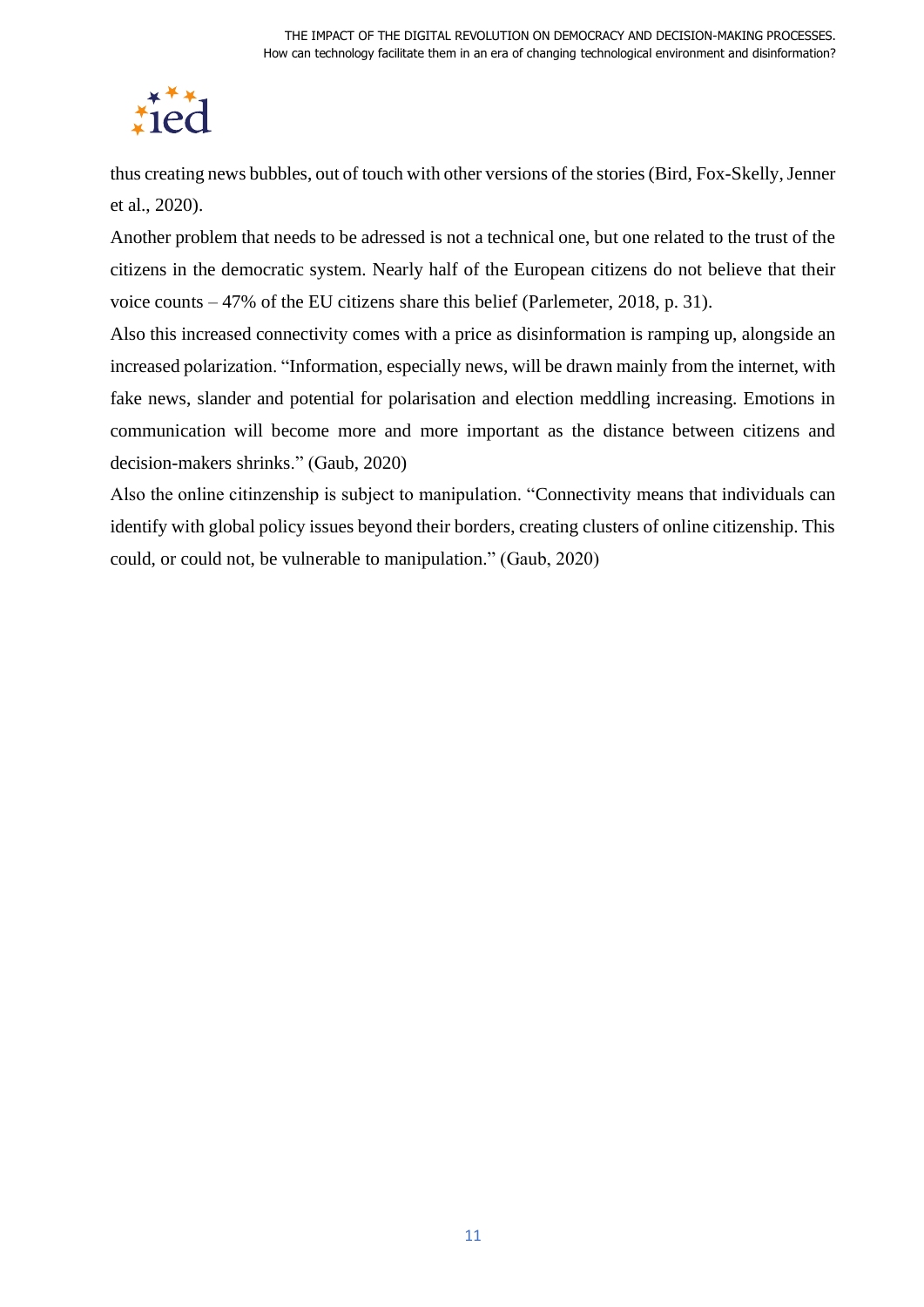thus creating news bubbles, out of touch with other versions of the stories (Bird, Fox-Skelly, Jenner et al., 2020).

Another problem that needs to be adressed is not a technical one, but one related to the trust of the citizens in the democratic system. Nearly half of the European citizens do not believe that their voice counts – 47% of the EU citizens share this belief (Parlemeter, 2018, p. 31).

Also this increased connectivity comes with a price as disinformation is ramping up, alongside an increased polarization. "Information, especially news, will be drawn mainly from the internet, with fake news, slander and potential for polarisation and election meddling increasing. Emotions in communication will become more and more important as the distance between citizens and decision-makers shrinks." (Gaub, 2020)

Also the online citinzenship is subject to manipulation. "Connectivity means that individuals can identify with global policy issues beyond their borders, creating clusters of online citizenship. This could, or could not, be vulnerable to manipulation." (Gaub, 2020)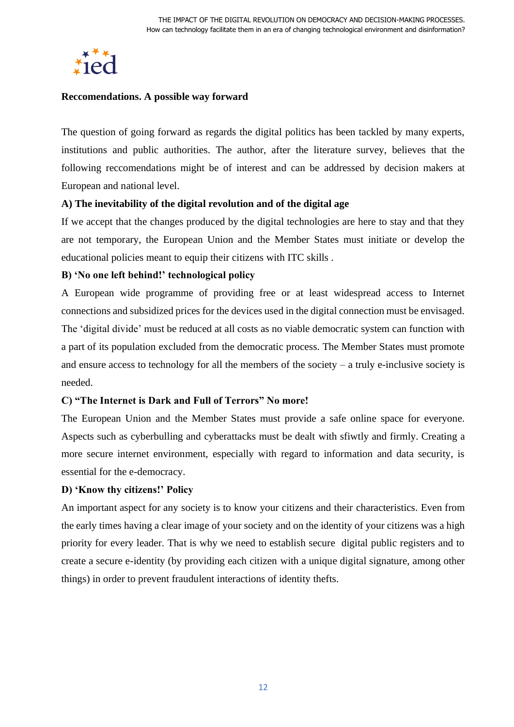**Reccomendations. A possible way forward**

The question of going forward as regards the digital politics has been tackled by many experts, institutions and public authorities. The author, after the literature survey, believes that the following reccomendations might be of interest and can be addressed by decision makers at European and national level.

**A) The inevitability of the digital revolution and of the digital age**

If we accept that the changes produced by the digital technologies are here to stay and that they are not temporary, the European Union and the Member States must initiate or develop the educational policies meant to equip their citizens with ITC skills .

**B) 'No one left behind!' technological policy**

A European wide programme of providing free or at least widespread access to Internet connections and subsidized prices for the devices used in the digital connection must be envisaged. The 'digital divide' must be reduced at all costs as no viable democratic system can function with a part of its population excluded from the democratic process. The Member States must promote and ensure access to technology for all the members of the society – a truly e-inclusive society is needed.

**C) "The Internet is Dark and Full of Terrors" No more!**

The European Union and the Member States must provide a safe online space for everyone. Aspects such as cyberbulling and cyberattacks must be dealt with sfiwtly and firmly. Creating a more secure internet environment, especially with regard to information and data security, is essential for the e-democracy.

**D) 'Know thy citizens!' Policy**

An important aspect for any society is to know your citizens and their characteristics. Even from the early times having a clear image of your society and on the identity of your citizens was a high priority for every leader. That is why we need to establish secure digital public registers and to create a secure e-identity (by providing each citizen with a unique digital signature, among other things) in order to prevent fraudulent interactions of identity thefts.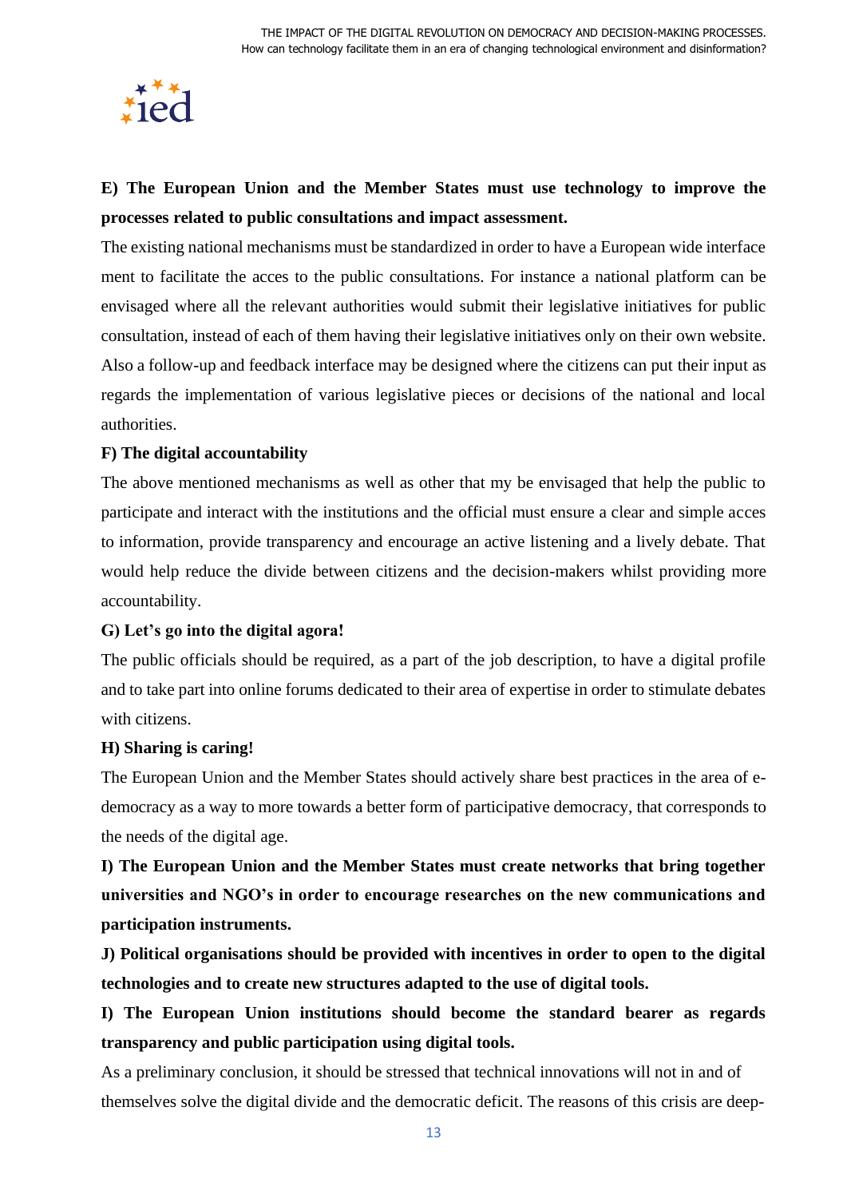**E) The European Union and the Member States must use technology to improve the processes related to public consultations and impact assessment.**

The existing national mechanisms must be standardized in order to have a European wide interface ment to facilitate the acces to the public consultations. For instance a national platform can be envisaged where all the relevant authorities would submit their legislative initiatives for public consultation, instead of each of them having their legislative initiatives only on their own website. Also a follow-up and feedback interface may be designed where the citizens can put their input as regards the implementation of various legislative pieces or decisions of the national and local authorities.

**F) The digital accountability**

The above mentioned mechanisms as well as other that my be envisaged that help the public to participate and interact with the institutions and the official must ensure a clear and simple acces to information, provide transparency and encourage an active listening and a lively debate. That would help reduce the divide between citizens and the decision-makers whilst providing more accountability.

**G) Let's go into the digital agora!**

The public officials should be required, as a part of the job description, to have a digital profile and to take part into online forums dedicated to their area of expertise in order to stimulate debates with citizens.

**H) Sharing is caring!**

The European Union and the Member States should actively share best practices in the area of e-democracy as a way to more towards a better form of participative democracy, that corresponds to the needs of the digital age.

**I) The European Union and the Member States must create networks that bring together universities and NGO's in order to encourage researches on the new communications and participation instruments.**

**J) Political organisations should be provided with incentives in order to open to the digital technologies and to create new structures adapted to the use of digital tools.**

**I) The European Union institutions should become the standard bearer as regards transparency and public participation using digital tools.**

As a preliminary conclusion, it should be stressed that technical innovations will not in and of themselves solve the digital divide and the democratic deficit. The reasons of this crisis are deep-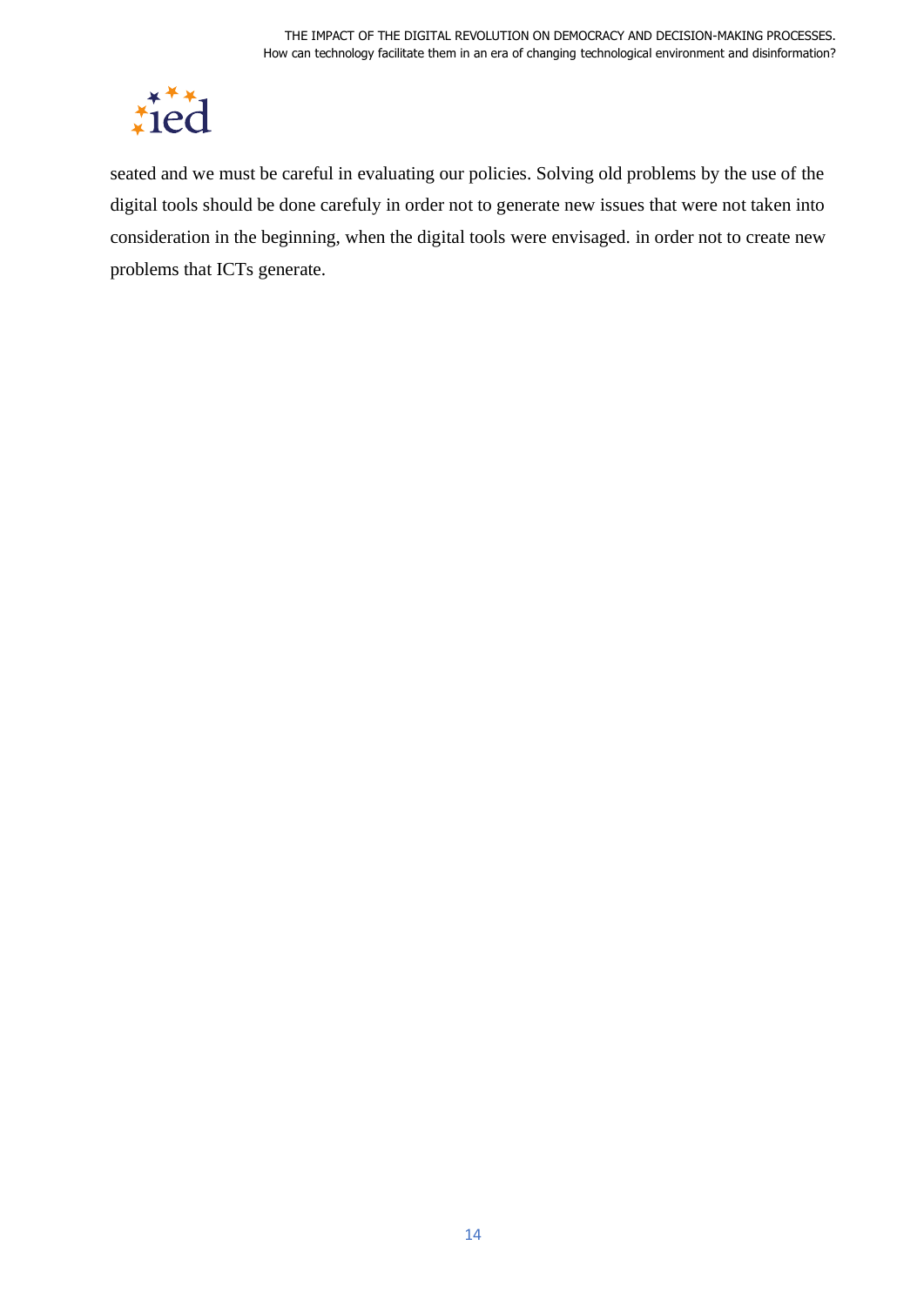seated and we must be careful in evaluating our policies. Solving old problems by the use of the digital tools should be done carefuly in order not to generate new issues that were not taken into consideration in the beginning, when the digital tools were envisaged. in order not to create new problems that ICTs generate.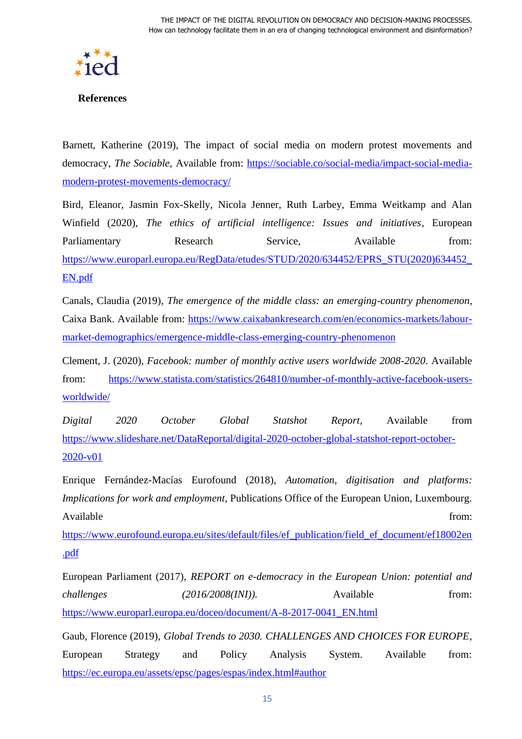## References

Barnett, Katherine (2019), The impact of social media on modern protest movements and democracy, *The Sociable*, Available from: https://sociable.co/social-media/impact-social-media-modern-protest-movements-democracy/

Bird, Eleanor, Jasmin Fox-Skelly, Nicola Jenner, Ruth Larbey, Emma Weitkamp and Alan Winfield (2020), *The ethics of artificial intelligence: Issues and initiatives*, European Parliamentary Research Service, Available from: https://www.europarl.europa.eu/RegData/etudes/STUD/2020/634452/EPRS_STU(2020)634452_EN.pdf

Canals, Claudia (2019), *The emergence of the middle class: an emerging-country phenomenon*, Caixa Bank. Available from: https://www.caixabankresearch.com/en/economics-markets/labour-market-demographics/emergence-middle-class-emerging-country-phenomenon

Clement, J. (2020), *Facebook: number of monthly active users worldwide 2008-2020*. Available from: https://www.statista.com/statistics/264810/number-of-monthly-active-facebook-users-worldwide/

*Digital 2020 October Global Statshot Report*, Available from https://www.slideshare.net/DataReportal/digital-2020-october-global-statshot-report-october-2020-v01

Enrique Fernández-Macías Eurofound (2018), *Automation, digitisation and platforms: Implications for work and employment*, Publications Office of the European Union, Luxembourg. Available from: https://www.eurofound.europa.eu/sites/default/files/ef_publication/field_ef_document/ef18002en.pdf

European Parliament (2017), *REPORT on e-democracy in the European Union: potential and challenges (2016/2008(INI)).* Available from: https://www.europarl.europa.eu/doceo/document/A-8-2017-0041_EN.html

Gaub, Florence (2019), *Global Trends to 2030. CHALLENGES AND CHOICES FOR EUROPE*, European Strategy and Policy Analysis System. Available from: https://ec.europa.eu/assets/epsc/pages/espas/index.html#author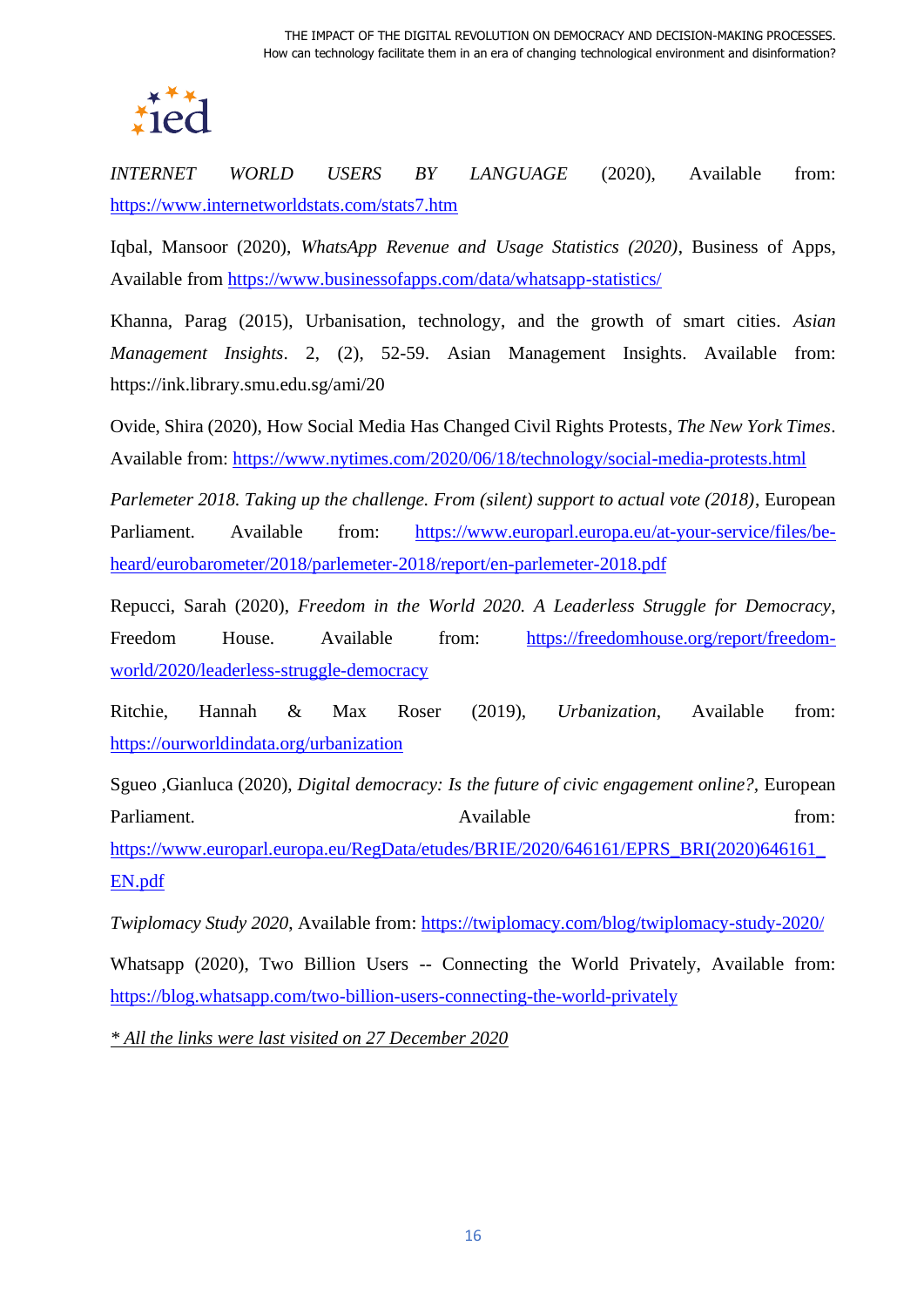*INTERNET WORLD USERS BY LANGUAGE* (2020), Available from: https://www.internetworldstats.com/stats7.htm

Iqbal, Mansoor (2020), *WhatsApp Revenue and Usage Statistics (2020)*, Business of Apps, Available from https://www.businessofapps.com/data/whatsapp-statistics/

Khanna, Parag (2015), Urbanisation, technology, and the growth of smart cities. *Asian Management Insights*. 2, (2), 52-59. Asian Management Insights. Available from: https://ink.library.smu.edu.sg/ami/20

Ovide, Shira (2020), How Social Media Has Changed Civil Rights Protests, *The New York Times*. Available from: https://www.nytimes.com/2020/06/18/technology/social-media-protests.html

*Parlemeter 2018. Taking up the challenge. From (silent) support to actual vote (2018)*, European Parliament. Available from: https://www.europarl.europa.eu/at-your-service/files/be-heard/eurobarometer/2018/parlemeter-2018/report/en-parlemeter-2018.pdf

Repucci, Sarah (2020), *Freedom in the World 2020. A Leaderless Struggle for Democracy*, Freedom House. Available from: https://freedomhouse.org/report/freedom-world/2020/leaderless-struggle-democracy

Ritchie, Hannah & Max Roser (2019), *Urbanization*, Available from: https://ourworldindata.org/urbanization

Sgueo ,Gianluca (2020), *Digital democracy: Is the future of civic engagement online?*, European Parliament. Available from: https://www.europarl.europa.eu/RegData/etudes/BRIE/2020/646161/EPRS_BRI(2020)646161_EN.pdf

*Twiplomacy Study 2020*, Available from: https://twiplomacy.com/blog/twiplomacy-study-2020/

Whatsapp (2020), Two Billion Users -- Connecting the World Privately, Available from: https://blog.whatsapp.com/two-billion-users-connecting-the-world-privately

*\* All the links were last visited on 27 December 2020*